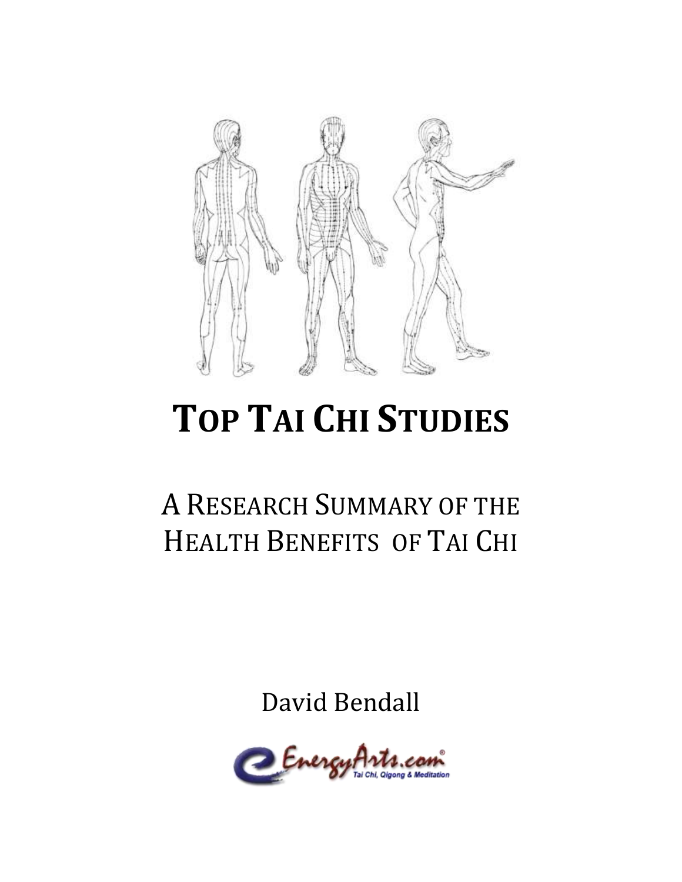# TOP TAI CHI STUDIES

## A RESEARCH SUMMARY OF THE HEALTH BENEFITS OF TAI CHI

David Bendall

EnergyArts.com®
Tai Chi, Qigong & Meditation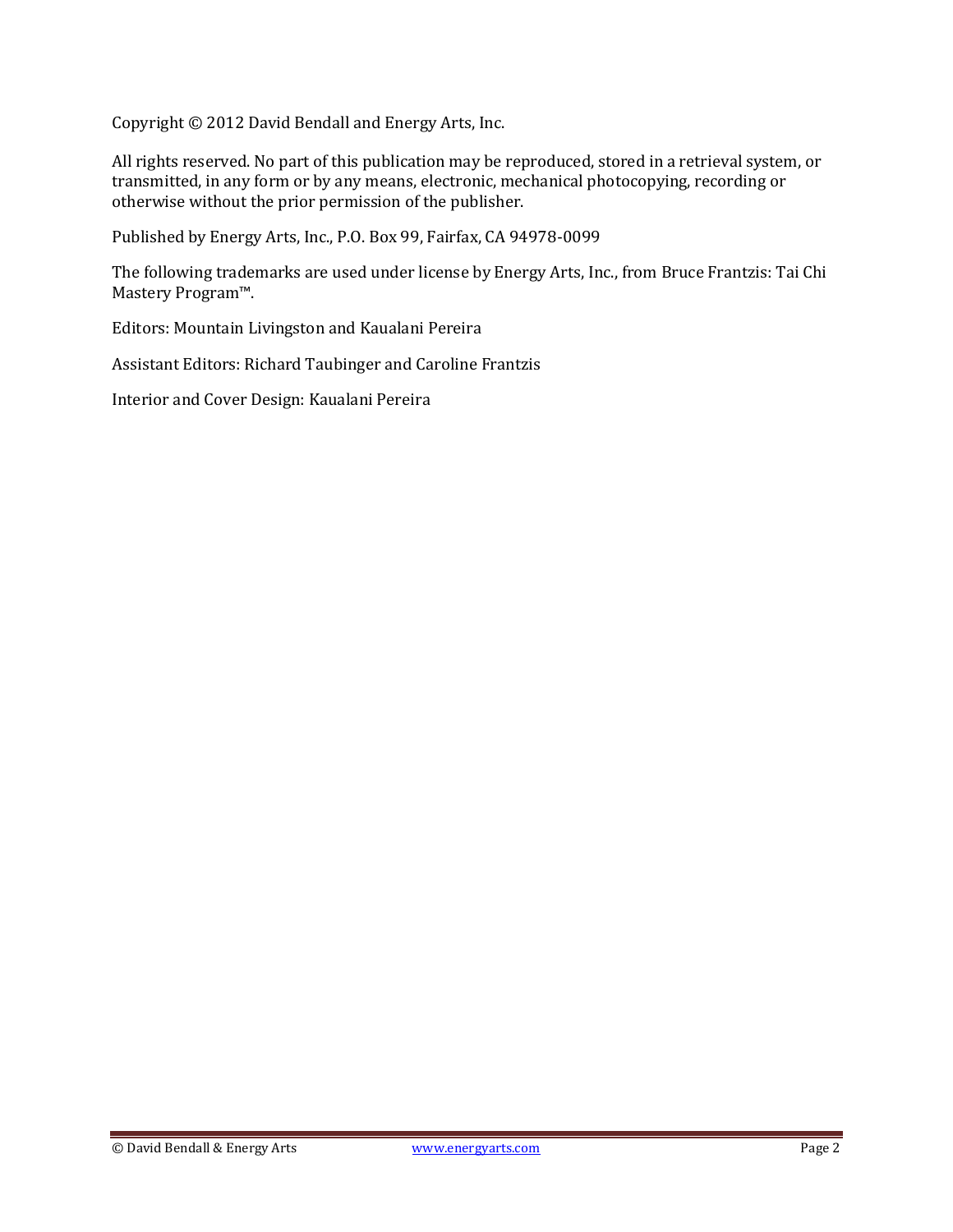Copyright © 2012 David Bendall and Energy Arts, Inc.

All rights reserved. No part of this publication may be reproduced, stored in a retrieval system, or transmitted, in any form or by any means, electronic, mechanical photocopying, recording or otherwise without the prior permission of the publisher.

Published by Energy Arts, Inc., P.O. Box 99, Fairfax, CA 94978-0099

The following trademarks are used under license by Energy Arts, Inc., from Bruce Frantzis: Tai Chi Mastery Program™.

Editors: Mountain Livingston and Kaualani Pereira

Assistant Editors: Richard Taubinger and Caroline Frantzis

Interior and Cover Design: Kaualani Pereira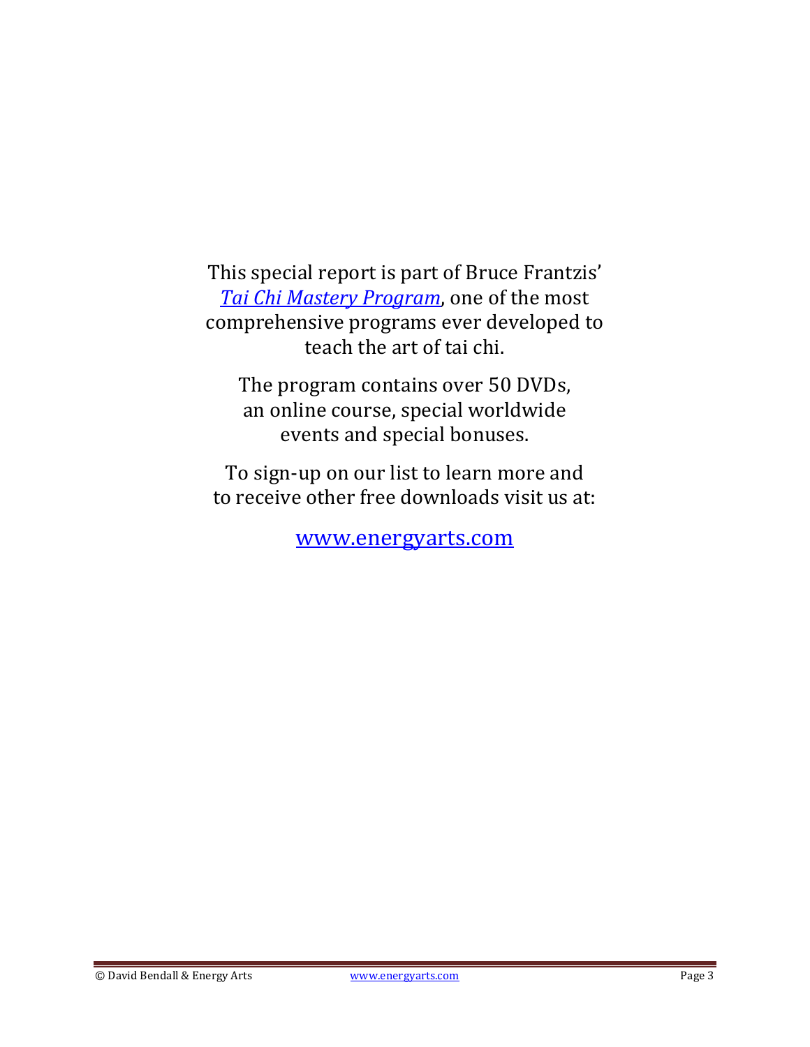This special report is part of Bruce Frantzis' *Tai Chi Mastery Program*, one of the most comprehensive programs ever developed to teach the art of tai chi.

The program contains over 50 DVDs, an online course, special worldwide events and special bonuses.

To sign-up on our list to learn more and to receive other free downloads visit us at:

www.energyarts.com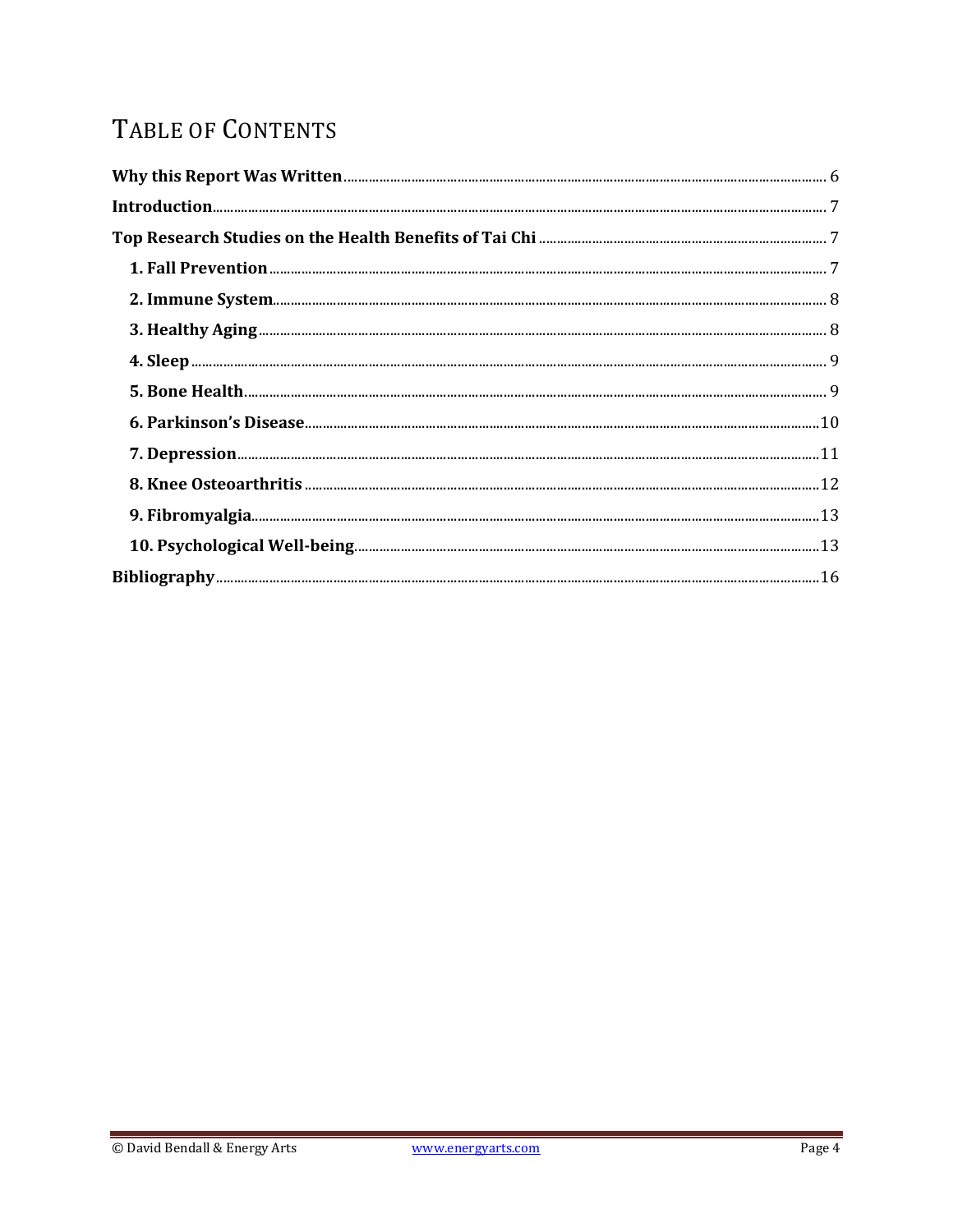# TABLE OF CONTENTS

**Why this Report Was Written** ........................................ 6

**Introduction** ........................................ 7

**Top Research Studies on the Health Benefits of Tai Chi** ........................................ 7

- **1. Fall Prevention** ........................................ 7
- **2. Immune System** ........................................ 8
- **3. Healthy Aging** ........................................ 8
- **4. Sleep** ........................................ 9
- **5. Bone Health** ........................................ 9
- **6. Parkinson's Disease** ........................................ 10
- **7. Depression** ........................................ 11
- **8. Knee Osteoarthritis** ........................................ 12
- **9. Fibromyalgia** ........................................ 13
- **10. Psychological Well-being** ........................................ 13

**Bibliography** ........................................ 16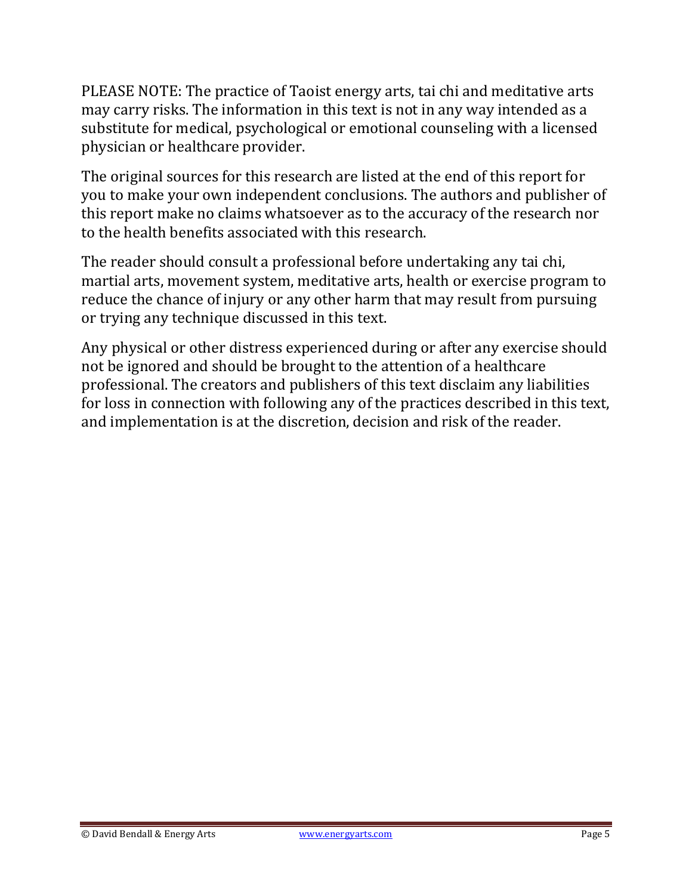PLEASE NOTE: The practice of Taoist energy arts, tai chi and meditative arts may carry risks. The information in this text is not in any way intended as a substitute for medical, psychological or emotional counseling with a licensed physician or healthcare provider.

The original sources for this research are listed at the end of this report for you to make your own independent conclusions. The authors and publisher of this report make no claims whatsoever as to the accuracy of the research nor to the health benefits associated with this research.

The reader should consult a professional before undertaking any tai chi, martial arts, movement system, meditative arts, health or exercise program to reduce the chance of injury or any other harm that may result from pursuing or trying any technique discussed in this text.

Any physical or other distress experienced during or after any exercise should not be ignored and should be brought to the attention of a healthcare professional. The creators and publishers of this text disclaim any liabilities for loss in connection with following any of the practices described in this text, and implementation is at the discretion, decision and risk of the reader.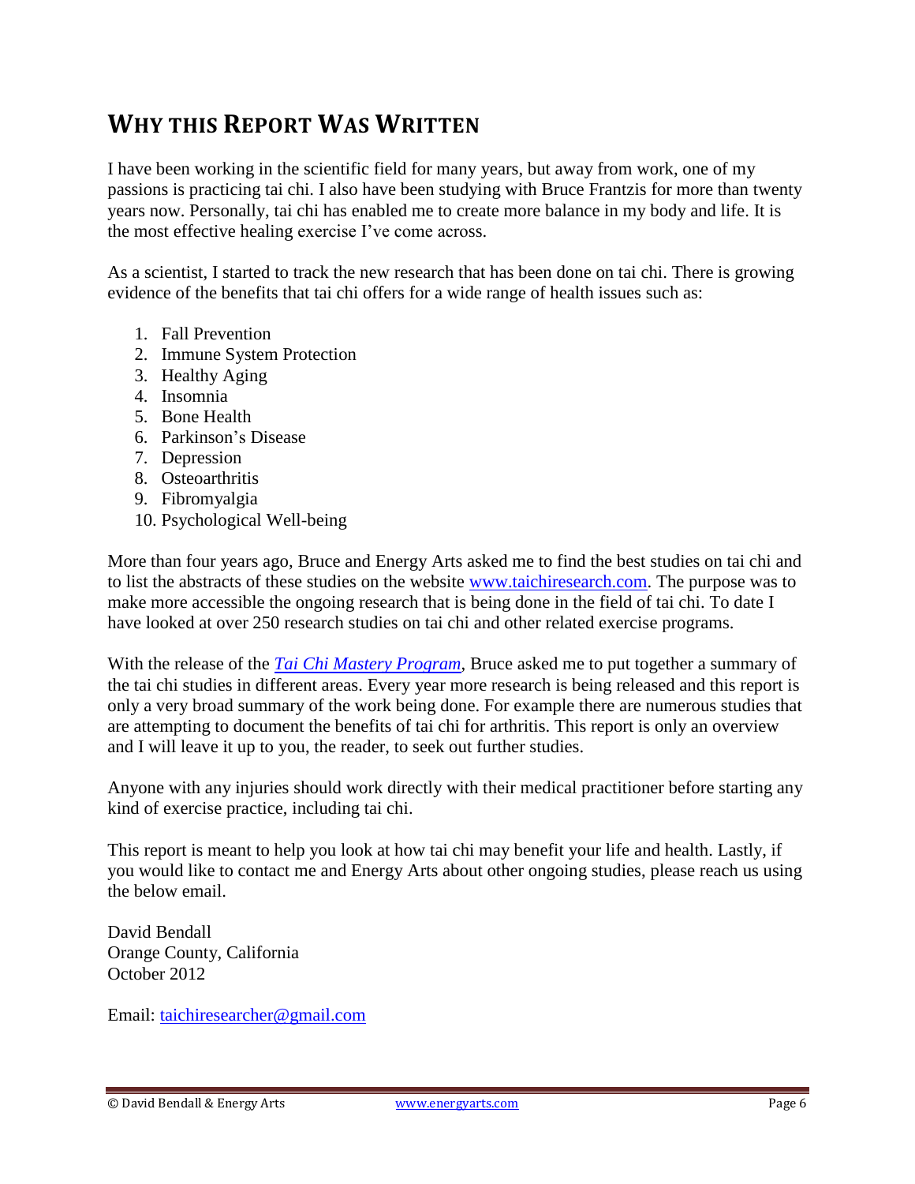## Why this Report Was Written

I have been working in the scientific field for many years, but away from work, one of my passions is practicing tai chi. I also have been studying with Bruce Frantzis for more than twenty years now. Personally, tai chi has enabled me to create more balance in my body and life. It is the most effective healing exercise I've come across.

As a scientist, I started to track the new research that has been done on tai chi. There is growing evidence of the benefits that tai chi offers for a wide range of health issues such as:

1. Fall Prevention
2. Immune System Protection
3. Healthy Aging
4. Insomnia
5. Bone Health
6. Parkinson's Disease
7. Depression
8. Osteoarthritis
9. Fibromyalgia
10. Psychological Well-being

More than four years ago, Bruce and Energy Arts asked me to find the best studies on tai chi and to list the abstracts of these studies on the website www.taichiresearch.com. The purpose was to make more accessible the ongoing research that is being done in the field of tai chi. To date I have looked at over 250 research studies on tai chi and other related exercise programs.

With the release of the *Tai Chi Mastery Program*, Bruce asked me to put together a summary of the tai chi studies in different areas. Every year more research is being released and this report is only a very broad summary of the work being done. For example there are numerous studies that are attempting to document the benefits of tai chi for arthritis. This report is only an overview and I will leave it up to you, the reader, to seek out further studies.

Anyone with any injuries should work directly with their medical practitioner before starting any kind of exercise practice, including tai chi.

This report is meant to help you look at how tai chi may benefit your life and health. Lastly, if you would like to contact me and Energy Arts about other ongoing studies, please reach us using the below email.

David Bendall
Orange County, California
October 2012

Email: taichiresearcher@gmail.com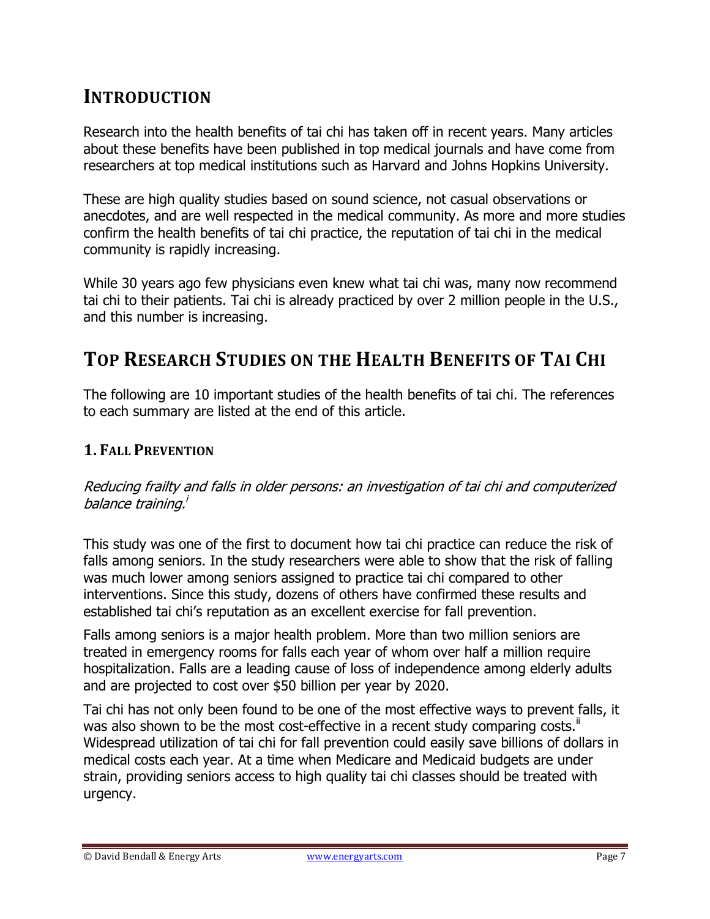# INTRODUCTION

Research into the health benefits of tai chi has taken off in recent years. Many articles about these benefits have been published in top medical journals and have come from researchers at top medical institutions such as Harvard and Johns Hopkins University.

These are high quality studies based on sound science, not casual observations or anecdotes, and are well respected in the medical community. As more and more studies confirm the health benefits of tai chi practice, the reputation of tai chi in the medical community is rapidly increasing.

While 30 years ago few physicians even knew what tai chi was, many now recommend tai chi to their patients. Tai chi is already practiced by over 2 million people in the U.S., and this number is increasing.

# TOP RESEARCH STUDIES ON THE HEALTH BENEFITS OF TAI CHI

The following are 10 important studies of the health benefits of tai chi. The references to each summary are listed at the end of this article.

## 1. FALL PREVENTION

*Reducing frailty and falls in older persons: an investigation of tai chi and computerized balance training.*[i]

This study was one of the first to document how tai chi practice can reduce the risk of falls among seniors. In the study researchers were able to show that the risk of falling was much lower among seniors assigned to practice tai chi compared to other interventions. Since this study, dozens of others have confirmed these results and established tai chi's reputation as an excellent exercise for fall prevention.

Falls among seniors is a major health problem. More than two million seniors are treated in emergency rooms for falls each year of whom over half a million require hospitalization. Falls are a leading cause of loss of independence among elderly adults and are projected to cost over $50 billion per year by 2020.

Tai chi has not only been found to be one of the most effective ways to prevent falls, it was also shown to be the most cost-effective in a recent study comparing costs.[ii] Widespread utilization of tai chi for fall prevention could easily save billions of dollars in medical costs each year. At a time when Medicare and Medicaid budgets are under strain, providing seniors access to high quality tai chi classes should be treated with urgency.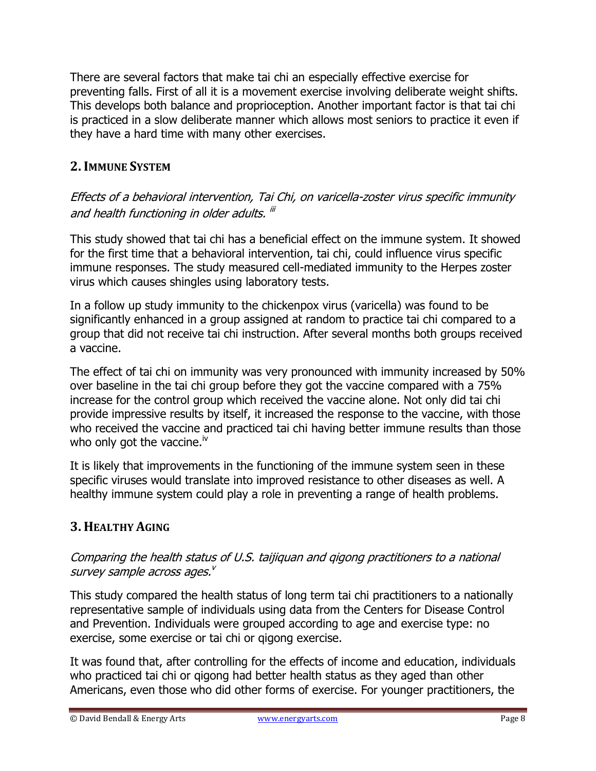There are several factors that make tai chi an especially effective exercise for preventing falls. First of all it is a movement exercise involving deliberate weight shifts. This develops both balance and proprioception. Another important factor is that tai chi is practiced in a slow deliberate manner which allows most seniors to practice it even if they have a hard time with many other exercises.

## 2. Immune System

*Effects of a behavioral intervention, Tai Chi, on varicella-zoster virus specific immunity and health functioning in older adults.* [iii]

This study showed that tai chi has a beneficial effect on the immune system. It showed for the first time that a behavioral intervention, tai chi, could influence virus specific immune responses. The study measured cell-mediated immunity to the Herpes zoster virus which causes shingles using laboratory tests.

In a follow up study immunity to the chickenpox virus (varicella) was found to be significantly enhanced in a group assigned at random to practice tai chi compared to a group that did not receive tai chi instruction. After several months both groups received a vaccine.

The effect of tai chi on immunity was very pronounced with immunity increased by 50% over baseline in the tai chi group before they got the vaccine compared with a 75% increase for the control group which received the vaccine alone. Not only did tai chi provide impressive results by itself, it increased the response to the vaccine, with those who received the vaccine and practiced tai chi having better immune results than those who only got the vaccine.[iv]

It is likely that improvements in the functioning of the immune system seen in these specific viruses would translate into improved resistance to other diseases as well. A healthy immune system could play a role in preventing a range of health problems.

## 3. Healthy Aging

*Comparing the health status of U.S. taijiquan and qigong practitioners to a national survey sample across ages.*[v]

This study compared the health status of long term tai chi practitioners to a nationally representative sample of individuals using data from the Centers for Disease Control and Prevention. Individuals were grouped according to age and exercise type: no exercise, some exercise or tai chi or qigong exercise.

It was found that, after controlling for the effects of income and education, individuals who practiced tai chi or qigong had better health status as they aged than other Americans, even those who did other forms of exercise. For younger practitioners, the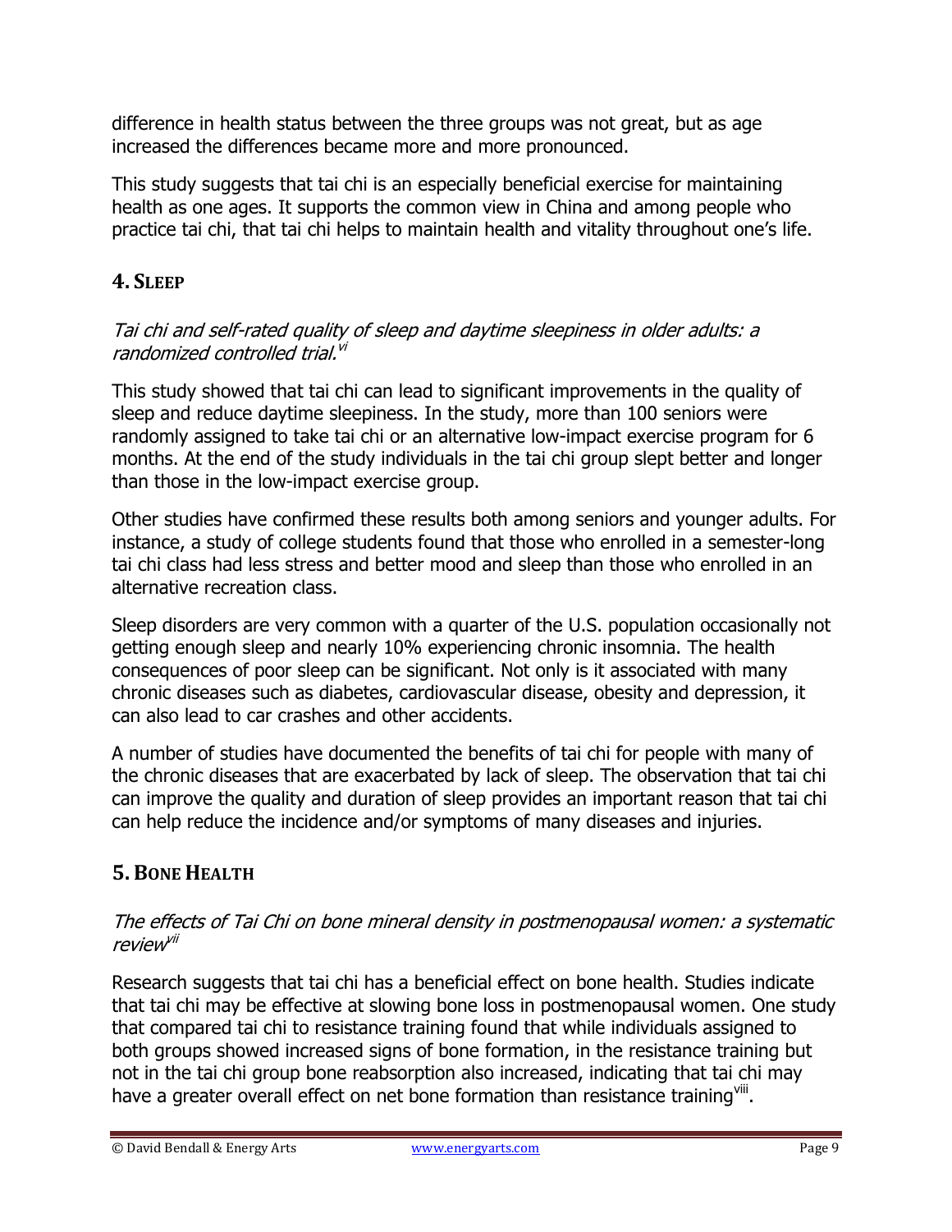difference in health status between the three groups was not great, but as age increased the differences became more and more pronounced.

This study suggests that tai chi is an especially beneficial exercise for maintaining health as one ages. It supports the common view in China and among people who practice tai chi, that tai chi helps to maintain health and vitality throughout one's life.

## 4. Sleep

*Tai chi and self-rated quality of sleep and daytime sleepiness in older adults: a randomized controlled trial.*[vi]

This study showed that tai chi can lead to significant improvements in the quality of sleep and reduce daytime sleepiness. In the study, more than 100 seniors were randomly assigned to take tai chi or an alternative low-impact exercise program for 6 months. At the end of the study individuals in the tai chi group slept better and longer than those in the low-impact exercise group.

Other studies have confirmed these results both among seniors and younger adults. For instance, a study of college students found that those who enrolled in a semester-long tai chi class had less stress and better mood and sleep than those who enrolled in an alternative recreation class.

Sleep disorders are very common with a quarter of the U.S. population occasionally not getting enough sleep and nearly 10% experiencing chronic insomnia. The health consequences of poor sleep can be significant. Not only is it associated with many chronic diseases such as diabetes, cardiovascular disease, obesity and depression, it can also lead to car crashes and other accidents.

A number of studies have documented the benefits of tai chi for people with many of the chronic diseases that are exacerbated by lack of sleep. The observation that tai chi can improve the quality and duration of sleep provides an important reason that tai chi can help reduce the incidence and/or symptoms of many diseases and injuries.

## 5. Bone Health

*The effects of Tai Chi on bone mineral density in postmenopausal women: a systematic review*[vii]

Research suggests that tai chi has a beneficial effect on bone health. Studies indicate that tai chi may be effective at slowing bone loss in postmenopausal women. One study that compared tai chi to resistance training found that while individuals assigned to both groups showed increased signs of bone formation, in the resistance training but not in the tai chi group bone reabsorption also increased, indicating that tai chi may have a greater overall effect on net bone formation than resistance training[viii].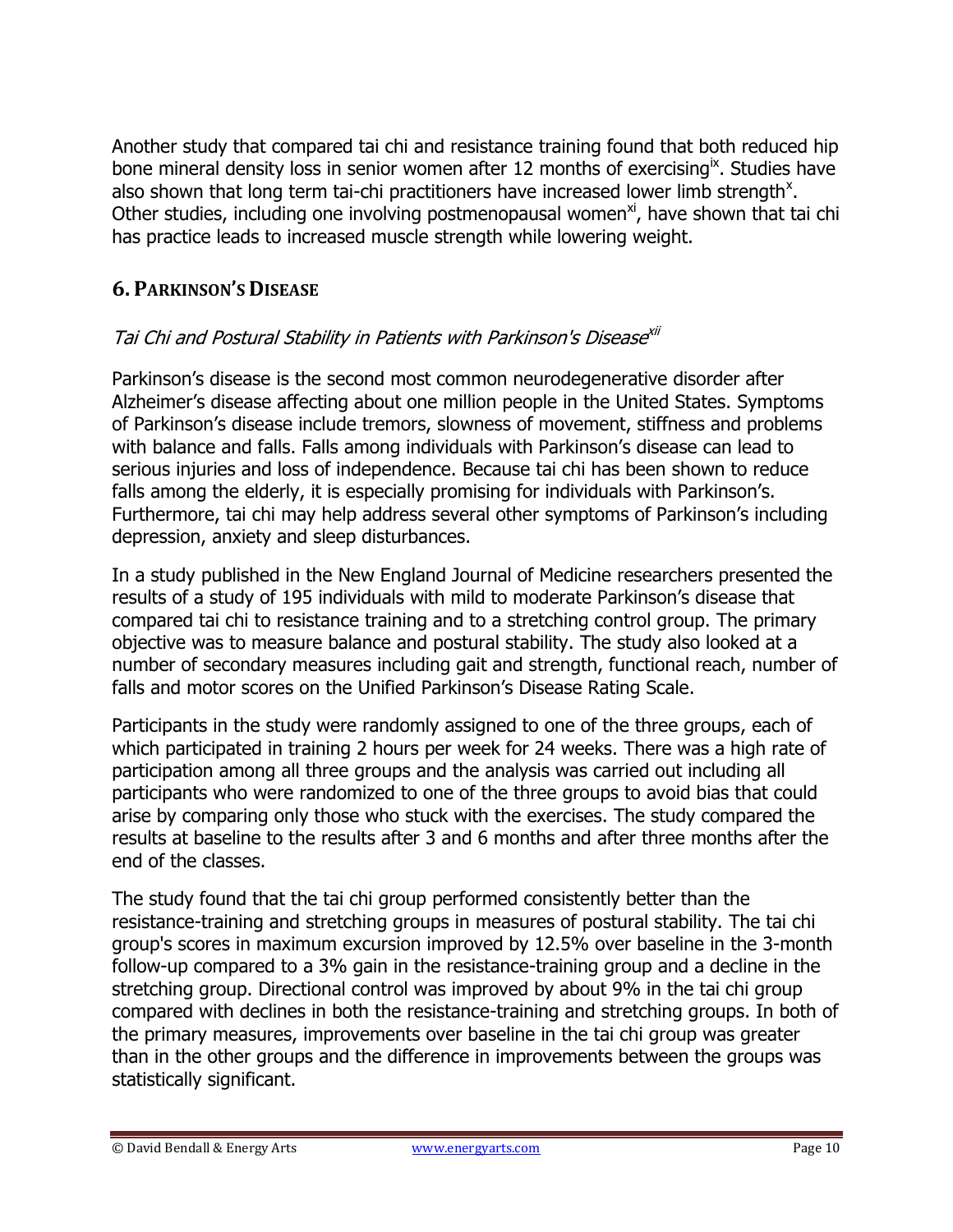Another study that compared tai chi and resistance training found that both reduced hip bone mineral density loss in senior women after 12 months of exercising[ix]. Studies have also shown that long term tai-chi practitioners have increased lower limb strength[x]. Other studies, including one involving postmenopausal women[xi], have shown that tai chi has practice leads to increased muscle strength while lowering weight.

## 6. Parkinson's Disease

*Tai Chi and Postural Stability in Patients with Parkinson's Disease*[xii]

Parkinson's disease is the second most common neurodegenerative disorder after Alzheimer's disease affecting about one million people in the United States. Symptoms of Parkinson's disease include tremors, slowness of movement, stiffness and problems with balance and falls. Falls among individuals with Parkinson's disease can lead to serious injuries and loss of independence. Because tai chi has been shown to reduce falls among the elderly, it is especially promising for individuals with Parkinson's. Furthermore, tai chi may help address several other symptoms of Parkinson's including depression, anxiety and sleep disturbances.

In a study published in the New England Journal of Medicine researchers presented the results of a study of 195 individuals with mild to moderate Parkinson's disease that compared tai chi to resistance training and to a stretching control group. The primary objective was to measure balance and postural stability. The study also looked at a number of secondary measures including gait and strength, functional reach, number of falls and motor scores on the Unified Parkinson's Disease Rating Scale.

Participants in the study were randomly assigned to one of the three groups, each of which participated in training 2 hours per week for 24 weeks. There was a high rate of participation among all three groups and the analysis was carried out including all participants who were randomized to one of the three groups to avoid bias that could arise by comparing only those who stuck with the exercises. The study compared the results at baseline to the results after 3 and 6 months and after three months after the end of the classes.

The study found that the tai chi group performed consistently better than the resistance-training and stretching groups in measures of postural stability. The tai chi group's scores in maximum excursion improved by 12.5% over baseline in the 3-month follow-up compared to a 3% gain in the resistance-training group and a decline in the stretching group. Directional control was improved by about 9% in the tai chi group compared with declines in both the resistance-training and stretching groups. In both of the primary measures, improvements over baseline in the tai chi group was greater than in the other groups and the difference in improvements between the groups was statistically significant.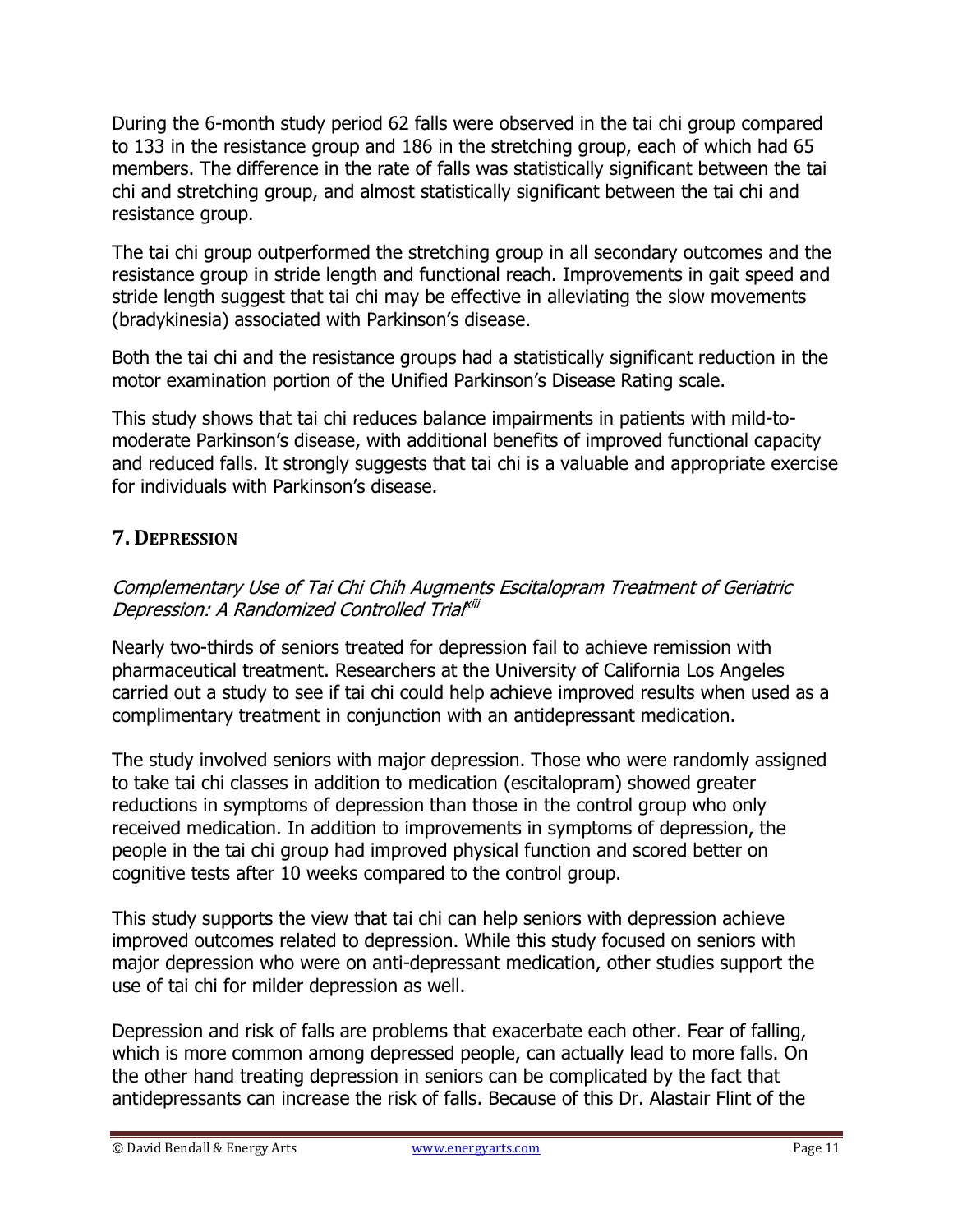During the 6-month study period 62 falls were observed in the tai chi group compared to 133 in the resistance group and 186 in the stretching group, each of which had 65 members. The difference in the rate of falls was statistically significant between the tai chi and stretching group, and almost statistically significant between the tai chi and resistance group.

The tai chi group outperformed the stretching group in all secondary outcomes and the resistance group in stride length and functional reach. Improvements in gait speed and stride length suggest that tai chi may be effective in alleviating the slow movements (bradykinesia) associated with Parkinson's disease.

Both the tai chi and the resistance groups had a statistically significant reduction in the motor examination portion of the Unified Parkinson's Disease Rating scale.

This study shows that tai chi reduces balance impairments in patients with mild-to-moderate Parkinson's disease, with additional benefits of improved functional capacity and reduced falls. It strongly suggests that tai chi is a valuable and appropriate exercise for individuals with Parkinson's disease.

## 7. Depression

*Complementary Use of Tai Chi Chih Augments Escitalopram Treatment of Geriatric Depression: A Randomized Controlled Trial*[xiii]

Nearly two-thirds of seniors treated for depression fail to achieve remission with pharmaceutical treatment. Researchers at the University of California Los Angeles carried out a study to see if tai chi could help achieve improved results when used as a complimentary treatment in conjunction with an antidepressant medication.

The study involved seniors with major depression. Those who were randomly assigned to take tai chi classes in addition to medication (escitalopram) showed greater reductions in symptoms of depression than those in the control group who only received medication. In addition to improvements in symptoms of depression, the people in the tai chi group had improved physical function and scored better on cognitive tests after 10 weeks compared to the control group.

This study supports the view that tai chi can help seniors with depression achieve improved outcomes related to depression. While this study focused on seniors with major depression who were on anti-depressant medication, other studies support the use of tai chi for milder depression as well.

Depression and risk of falls are problems that exacerbate each other. Fear of falling, which is more common among depressed people, can actually lead to more falls. On the other hand treating depression in seniors can be complicated by the fact that antidepressants can increase the risk of falls. Because of this Dr. Alastair Flint of the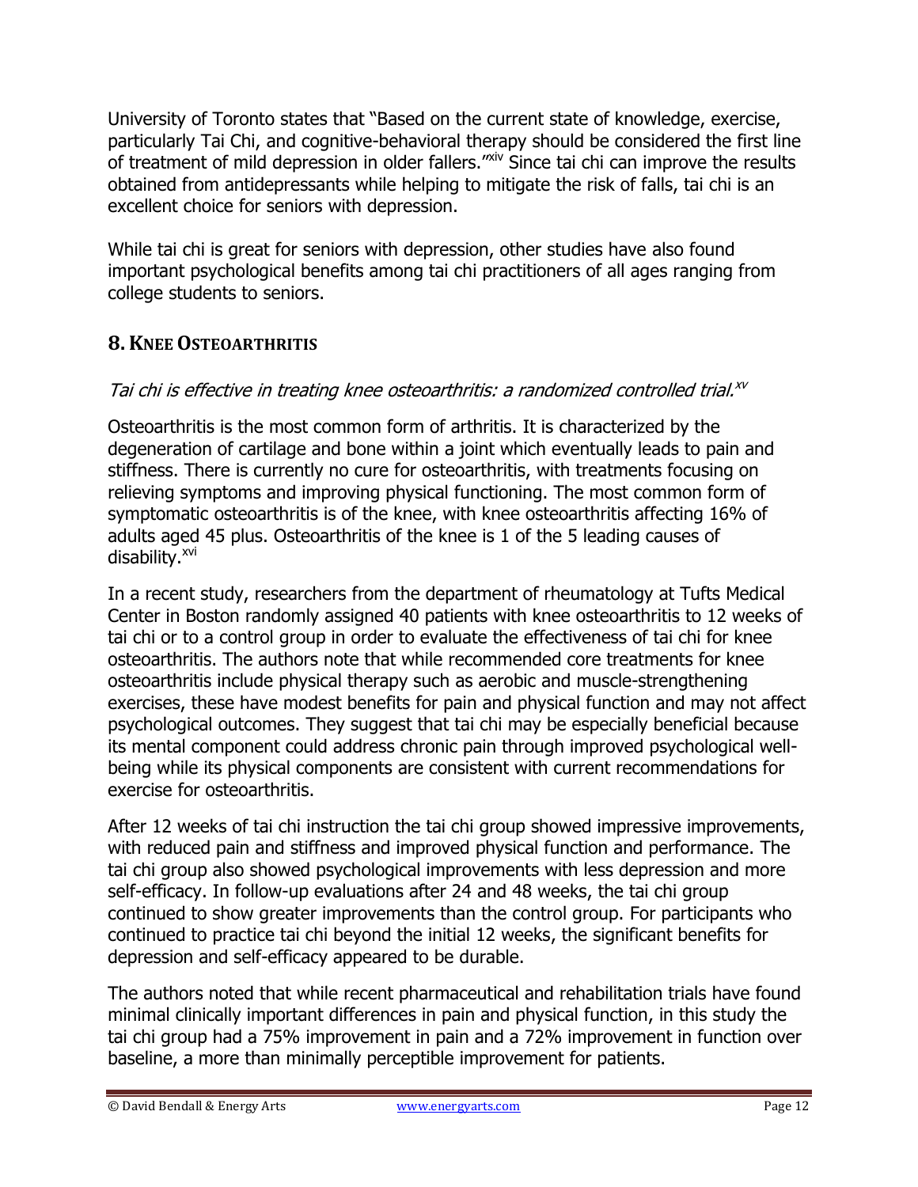University of Toronto states that "Based on the current state of knowledge, exercise, particularly Tai Chi, and cognitive-behavioral therapy should be considered the first line of treatment of mild depression in older fallers."[xiv] Since tai chi can improve the results obtained from antidepressants while helping to mitigate the risk of falls, tai chi is an excellent choice for seniors with depression.

While tai chi is great for seniors with depression, other studies have also found important psychological benefits among tai chi practitioners of all ages ranging from college students to seniors.

## 8. Knee Osteoarthritis

*Tai chi is effective in treating knee osteoarthritis: a randomized controlled trial.*[xv]

Osteoarthritis is the most common form of arthritis. It is characterized by the degeneration of cartilage and bone within a joint which eventually leads to pain and stiffness. There is currently no cure for osteoarthritis, with treatments focusing on relieving symptoms and improving physical functioning. The most common form of symptomatic osteoarthritis is of the knee, with knee osteoarthritis affecting 16% of adults aged 45 plus. Osteoarthritis of the knee is 1 of the 5 leading causes of disability.[xvi]

In a recent study, researchers from the department of rheumatology at Tufts Medical Center in Boston randomly assigned 40 patients with knee osteoarthritis to 12 weeks of tai chi or to a control group in order to evaluate the effectiveness of tai chi for knee osteoarthritis. The authors note that while recommended core treatments for knee osteoarthritis include physical therapy such as aerobic and muscle-strengthening exercises, these have modest benefits for pain and physical function and may not affect psychological outcomes. They suggest that tai chi may be especially beneficial because its mental component could address chronic pain through improved psychological well-being while its physical components are consistent with current recommendations for exercise for osteoarthritis.

After 12 weeks of tai chi instruction the tai chi group showed impressive improvements, with reduced pain and stiffness and improved physical function and performance. The tai chi group also showed psychological improvements with less depression and more self-efficacy. In follow-up evaluations after 24 and 48 weeks, the tai chi group continued to show greater improvements than the control group. For participants who continued to practice tai chi beyond the initial 12 weeks, the significant benefits for depression and self-efficacy appeared to be durable.

The authors noted that while recent pharmaceutical and rehabilitation trials have found minimal clinically important differences in pain and physical function, in this study the tai chi group had a 75% improvement in pain and a 72% improvement in function over baseline, a more than minimally perceptible improvement for patients.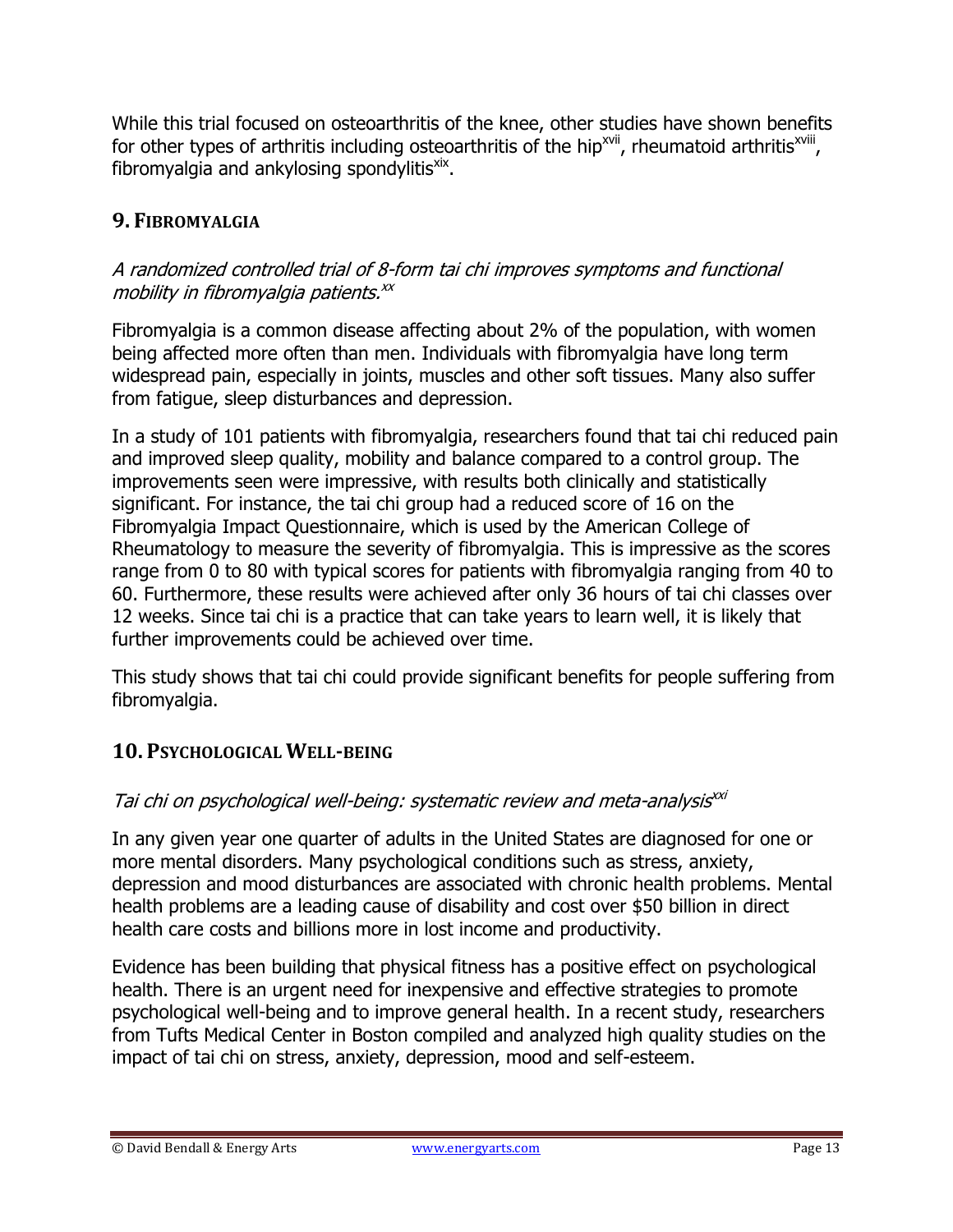While this trial focused on osteoarthritis of the knee, other studies have shown benefits for other types of arthritis including osteoarthritis of the hip[xvii], rheumatoid arthritis[xviii], fibromyalgia and ankylosing spondylitis[xix].

## 9. Fibromyalgia

*A randomized controlled trial of 8-form tai chi improves symptoms and functional mobility in fibromyalgia patients.*[xx]

Fibromyalgia is a common disease affecting about 2% of the population, with women being affected more often than men. Individuals with fibromyalgia have long term widespread pain, especially in joints, muscles and other soft tissues. Many also suffer from fatigue, sleep disturbances and depression.

In a study of 101 patients with fibromyalgia, researchers found that tai chi reduced pain and improved sleep quality, mobility and balance compared to a control group. The improvements seen were impressive, with results both clinically and statistically significant. For instance, the tai chi group had a reduced score of 16 on the Fibromyalgia Impact Questionnaire, which is used by the American College of Rheumatology to measure the severity of fibromyalgia. This is impressive as the scores range from 0 to 80 with typical scores for patients with fibromyalgia ranging from 40 to 60. Furthermore, these results were achieved after only 36 hours of tai chi classes over 12 weeks. Since tai chi is a practice that can take years to learn well, it is likely that further improvements could be achieved over time.

This study shows that tai chi could provide significant benefits for people suffering from fibromyalgia.

## 10. Psychological Well-being

*Tai chi on psychological well-being: systematic review and meta-analysis*[xxi]

In any given year one quarter of adults in the United States are diagnosed for one or more mental disorders. Many psychological conditions such as stress, anxiety, depression and mood disturbances are associated with chronic health problems. Mental health problems are a leading cause of disability and cost over $50 billion in direct health care costs and billions more in lost income and productivity.

Evidence has been building that physical fitness has a positive effect on psychological health. There is an urgent need for inexpensive and effective strategies to promote psychological well-being and to improve general health. In a recent study, researchers from Tufts Medical Center in Boston compiled and analyzed high quality studies on the impact of tai chi on stress, anxiety, depression, mood and self-esteem.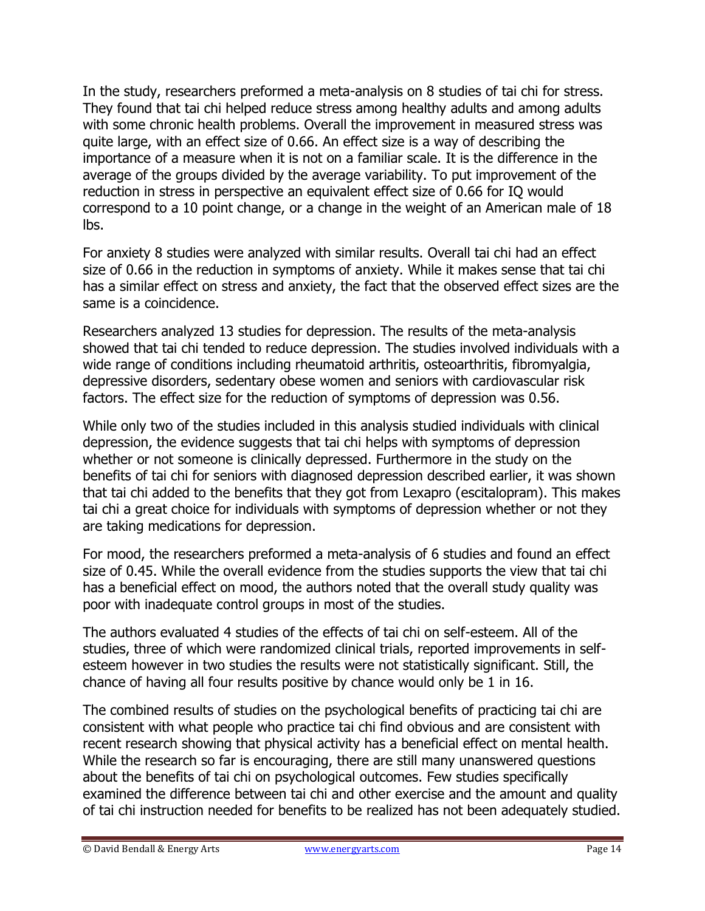In the study, researchers preformed a meta-analysis on 8 studies of tai chi for stress. They found that tai chi helped reduce stress among healthy adults and among adults with some chronic health problems. Overall the improvement in measured stress was quite large, with an effect size of 0.66. An effect size is a way of describing the importance of a measure when it is not on a familiar scale. It is the difference in the average of the groups divided by the average variability. To put improvement of the reduction in stress in perspective an equivalent effect size of 0.66 for IQ would correspond to a 10 point change, or a change in the weight of an American male of 18 lbs.

For anxiety 8 studies were analyzed with similar results. Overall tai chi had an effect size of 0.66 in the reduction in symptoms of anxiety. While it makes sense that tai chi has a similar effect on stress and anxiety, the fact that the observed effect sizes are the same is a coincidence.

Researchers analyzed 13 studies for depression. The results of the meta-analysis showed that tai chi tended to reduce depression. The studies involved individuals with a wide range of conditions including rheumatoid arthritis, osteoarthritis, fibromyalgia, depressive disorders, sedentary obese women and seniors with cardiovascular risk factors. The effect size for the reduction of symptoms of depression was 0.56.

While only two of the studies included in this analysis studied individuals with clinical depression, the evidence suggests that tai chi helps with symptoms of depression whether or not someone is clinically depressed. Furthermore in the study on the benefits of tai chi for seniors with diagnosed depression described earlier, it was shown that tai chi added to the benefits that they got from Lexapro (escitalopram). This makes tai chi a great choice for individuals with symptoms of depression whether or not they are taking medications for depression.

For mood, the researchers preformed a meta-analysis of 6 studies and found an effect size of 0.45. While the overall evidence from the studies supports the view that tai chi has a beneficial effect on mood, the authors noted that the overall study quality was poor with inadequate control groups in most of the studies.

The authors evaluated 4 studies of the effects of tai chi on self-esteem. All of the studies, three of which were randomized clinical trials, reported improvements in self-esteem however in two studies the results were not statistically significant. Still, the chance of having all four results positive by chance would only be 1 in 16.

The combined results of studies on the psychological benefits of practicing tai chi are consistent with what people who practice tai chi find obvious and are consistent with recent research showing that physical activity has a beneficial effect on mental health. While the research so far is encouraging, there are still many unanswered questions about the benefits of tai chi on psychological outcomes. Few studies specifically examined the difference between tai chi and other exercise and the amount and quality of tai chi instruction needed for benefits to be realized has not been adequately studied.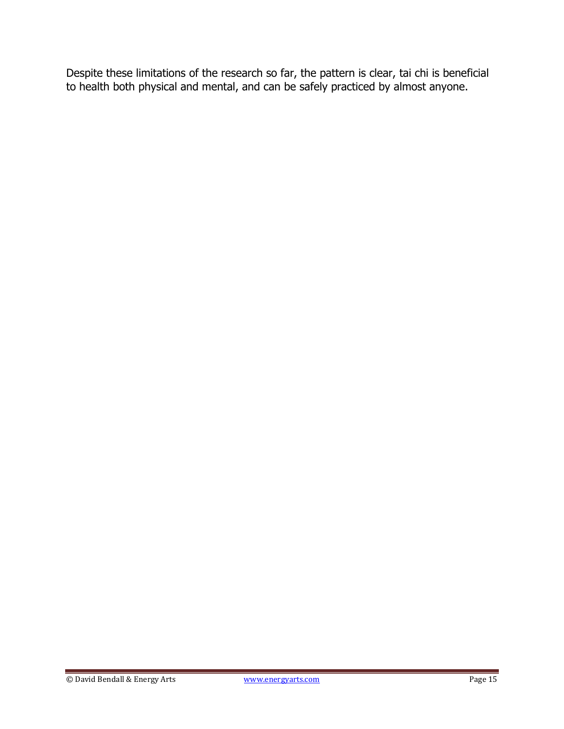Despite these limitations of the research so far, the pattern is clear, tai chi is beneficial to health both physical and mental, and can be safely practiced by almost anyone.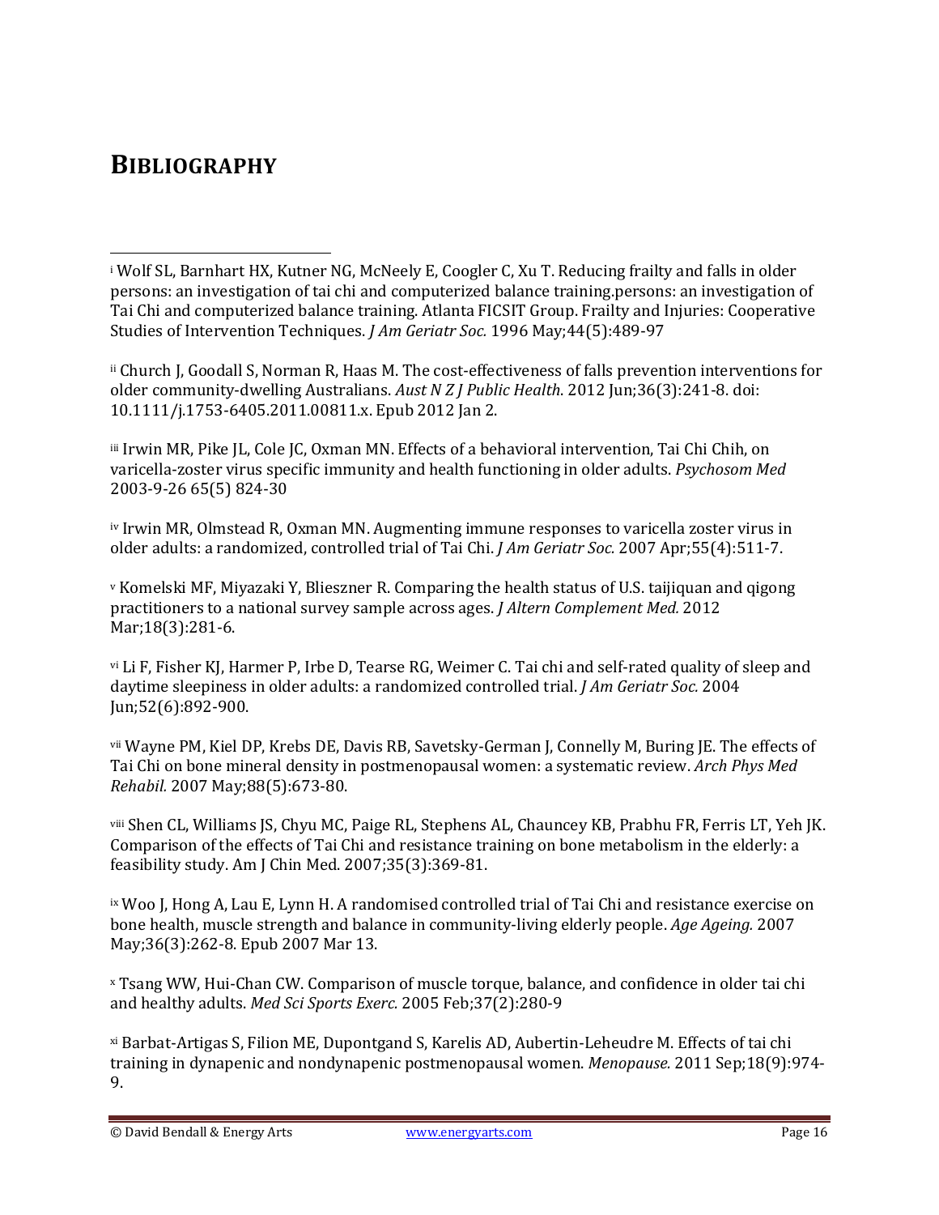# BIBLIOGRAPHY

[i] Wolf SL, Barnhart HX, Kutner NG, McNeely E, Coogler C, Xu T. Reducing frailty and falls in older persons: an investigation of tai chi and computerized balance training.persons: an investigation of Tai Chi and computerized balance training. Atlanta FICSIT Group. Frailty and Injuries: Cooperative Studies of Intervention Techniques. *J Am Geriatr Soc.* 1996 May;44(5):489-97

[ii] Church J, Goodall S, Norman R, Haas M. The cost-effectiveness of falls prevention interventions for older community-dwelling Australians. *Aust N Z J Public Health*. 2012 Jun;36(3):241-8. doi: 10.1111/j.1753-6405.2011.00811.x. Epub 2012 Jan 2.

[iii] Irwin MR, Pike JL, Cole JC, Oxman MN. Effects of a behavioral intervention, Tai Chi Chih, on varicella-zoster virus specific immunity and health functioning in older adults. *Psychosom Med* 2003-9-26 65(5) 824-30

[iv] Irwin MR, Olmstead R, Oxman MN. Augmenting immune responses to varicella zoster virus in older adults: a randomized, controlled trial of Tai Chi. *J Am Geriatr Soc.* 2007 Apr;55(4):511-7.

[v] Komelski MF, Miyazaki Y, Blieszner R. Comparing the health status of U.S. taijiquan and qigong practitioners to a national survey sample across ages. *J Altern Complement Med.* 2012 Mar;18(3):281-6.

[vi] Li F, Fisher KJ, Harmer P, Irbe D, Tearse RG, Weimer C. Tai chi and self-rated quality of sleep and daytime sleepiness in older adults: a randomized controlled trial. *J Am Geriatr Soc.* 2004 Jun;52(6):892-900.

[vii] Wayne PM, Kiel DP, Krebs DE, Davis RB, Savetsky-German J, Connelly M, Buring JE. The effects of Tai Chi on bone mineral density in postmenopausal women: a systematic review. *Arch Phys Med Rehabil.* 2007 May;88(5):673-80.

[viii] Shen CL, Williams JS, Chyu MC, Paige RL, Stephens AL, Chauncey KB, Prabhu FR, Ferris LT, Yeh JK. Comparison of the effects of Tai Chi and resistance training on bone metabolism in the elderly: a feasibility study. Am J Chin Med. 2007;35(3):369-81.

[ix] Woo J, Hong A, Lau E, Lynn H. A randomised controlled trial of Tai Chi and resistance exercise on bone health, muscle strength and balance in community-living elderly people. *Age Ageing.* 2007 May;36(3):262-8. Epub 2007 Mar 13.

[x] Tsang WW, Hui-Chan CW. Comparison of muscle torque, balance, and confidence in older tai chi and healthy adults. *Med Sci Sports Exerc.* 2005 Feb;37(2):280-9

[xi] Barbat-Artigas S, Filion ME, Dupontgand S, Karelis AD, Aubertin-Leheudre M. Effects of tai chi training in dynapenic and nondynapenic postmenopausal women. *Menopause.* 2011 Sep;18(9):974-9.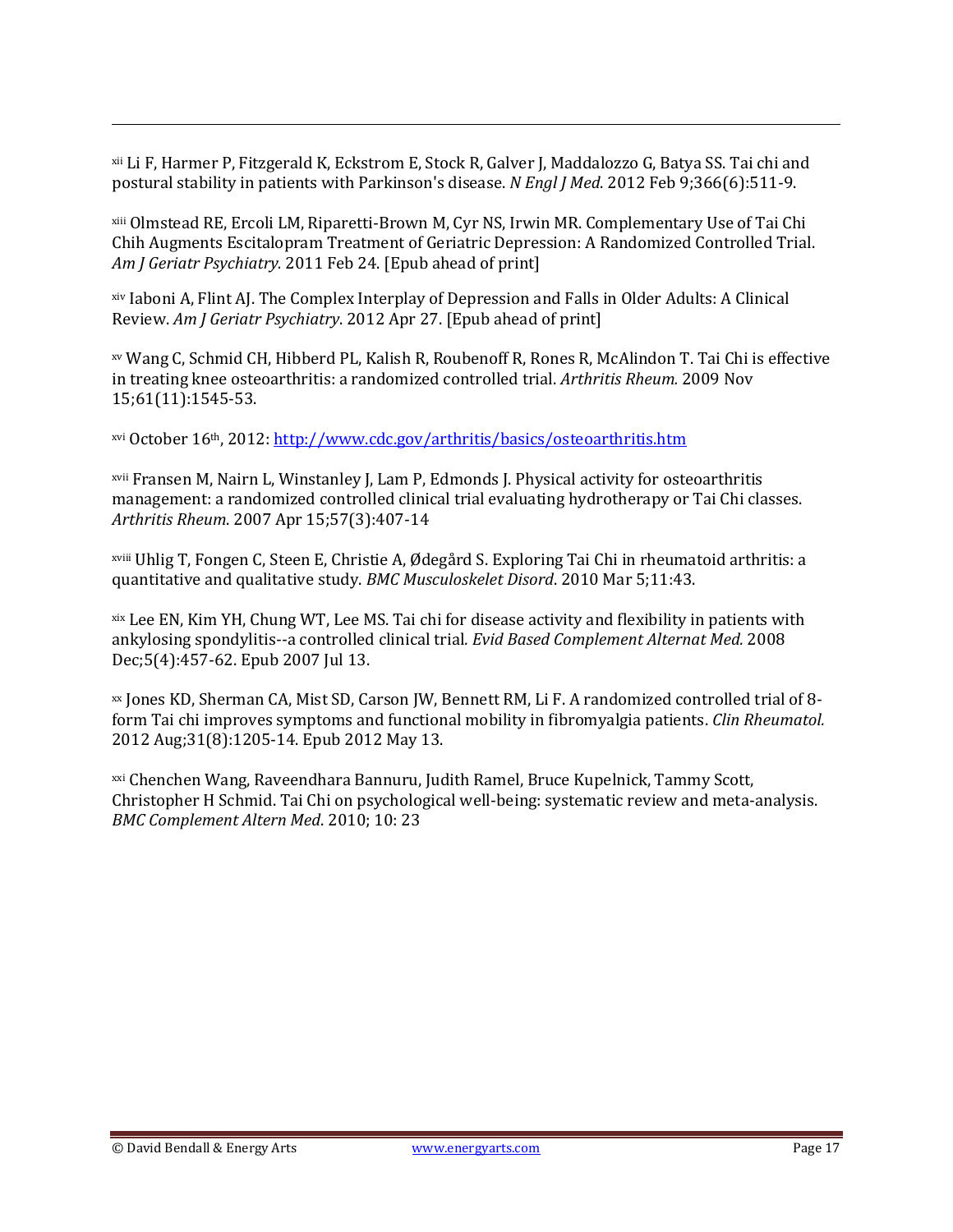[xii] Li F, Harmer P, Fitzgerald K, Eckstrom E, Stock R, Galver J, Maddalozzo G, Batya SS. Tai chi and postural stability in patients with Parkinson's disease. *N Engl J Med*. 2012 Feb 9;366(6):511-9.

[xiii] Olmstead RE, Ercoli LM, Riparetti-Brown M, Cyr NS, Irwin MR. Complementary Use of Tai Chi Chih Augments Escitalopram Treatment of Geriatric Depression: A Randomized Controlled Trial. *Am J Geriatr Psychiatry.* 2011 Feb 24. [Epub ahead of print]

[xiv] Iaboni A, Flint AJ. The Complex Interplay of Depression and Falls in Older Adults: A Clinical Review. *Am J Geriatr Psychiatry*. 2012 Apr 27. [Epub ahead of print]

[xv] Wang C, Schmid CH, Hibberd PL, Kalish R, Roubenoff R, Rones R, McAlindon T. Tai Chi is effective in treating knee osteoarthritis: a randomized controlled trial. *Arthritis Rheum.* 2009 Nov 15;61(11):1545-53.

[xvi] October 16th, 2012: [http://www.cdc.gov/arthritis/basics/osteoarthritis.htm](http://www.cdc.gov/arthritis/basics/osteoarthritis.htm)

[xvii] Fransen M, Nairn L, Winstanley J, Lam P, Edmonds J. Physical activity for osteoarthritis management: a randomized controlled clinical trial evaluating hydrotherapy or Tai Chi classes. *Arthritis Rheum*. 2007 Apr 15;57(3):407-14

[xviii] Uhlig T, Fongen C, Steen E, Christie A, Ødegård S. Exploring Tai Chi in rheumatoid arthritis: a quantitative and qualitative study. *BMC Musculoskelet Disord*. 2010 Mar 5;11:43.

[xix] Lee EN, Kim YH, Chung WT, Lee MS. Tai chi for disease activity and flexibility in patients with ankylosing spondylitis--a controlled clinical trial. *Evid Based Complement Alternat Med.* 2008 Dec;5(4):457-62. Epub 2007 Jul 13.

[xx] Jones KD, Sherman CA, Mist SD, Carson JW, Bennett RM, Li F. A randomized controlled trial of 8-form Tai chi improves symptoms and functional mobility in fibromyalgia patients. *Clin Rheumatol.* 2012 Aug;31(8):1205-14. Epub 2012 May 13.

[xxi] Chenchen Wang, Raveendhara Bannuru, Judith Ramel, Bruce Kupelnick, Tammy Scott, Christopher H Schmid. Tai Chi on psychological well-being: systematic review and meta-analysis. *BMC Complement Altern Med.* 2010; 10: 23